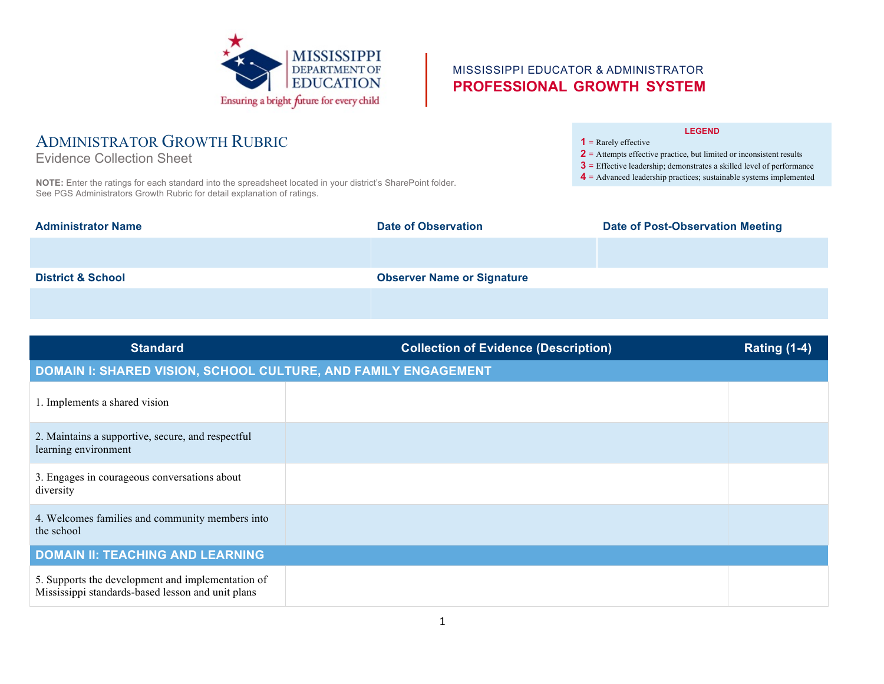MISSISSIPPI DEPARTMENT OF EDUCATION
Ensuring a bright future for every child

MISSISSIPPI EDUCATOR & ADMINISTRATOR
**PROFESSIONAL GROWTH SYSTEM**

# ADMINISTRATOR GROWTH RUBRIC

## Evidence Collection Sheet

**NOTE:** Enter the ratings for each standard into the spreadsheet located in your district's SharePoint folder. See PGS Administrators Growth Rubric for detail explanation of ratings.

**LEGEND**

- **1** = Rarely effective
- **2** = Attempts effective practice, but limited or inconsistent results
- **3** = Effective leadership; demonstrates a skilled level of performance
- **4** = Advanced leadership practices; sustainable systems implemented

| Administrator Name | Date of Observation | Date of Post-Observation Meeting |
|---|---|---|
| | | |
| **District & School** | **Observer Name or Signature** | |
| | | |

| Standard | Collection of Evidence (Description) | Rating (1-4) |
|---|---|---|
| **DOMAIN I: SHARED VISION, SCHOOL CULTURE, AND FAMILY ENGAGEMENT** | | |
| 1. Implements a shared vision | | |
| 2. Maintains a supportive, secure, and respectful learning environment | | |
| 3. Engages in courageous conversations about diversity | | |
| 4. Welcomes families and community members into the school | | |
| **DOMAIN II: TEACHING AND LEARNING** | | |
| 5. Supports the development and implementation of Mississippi standards-based lesson and unit plans | | |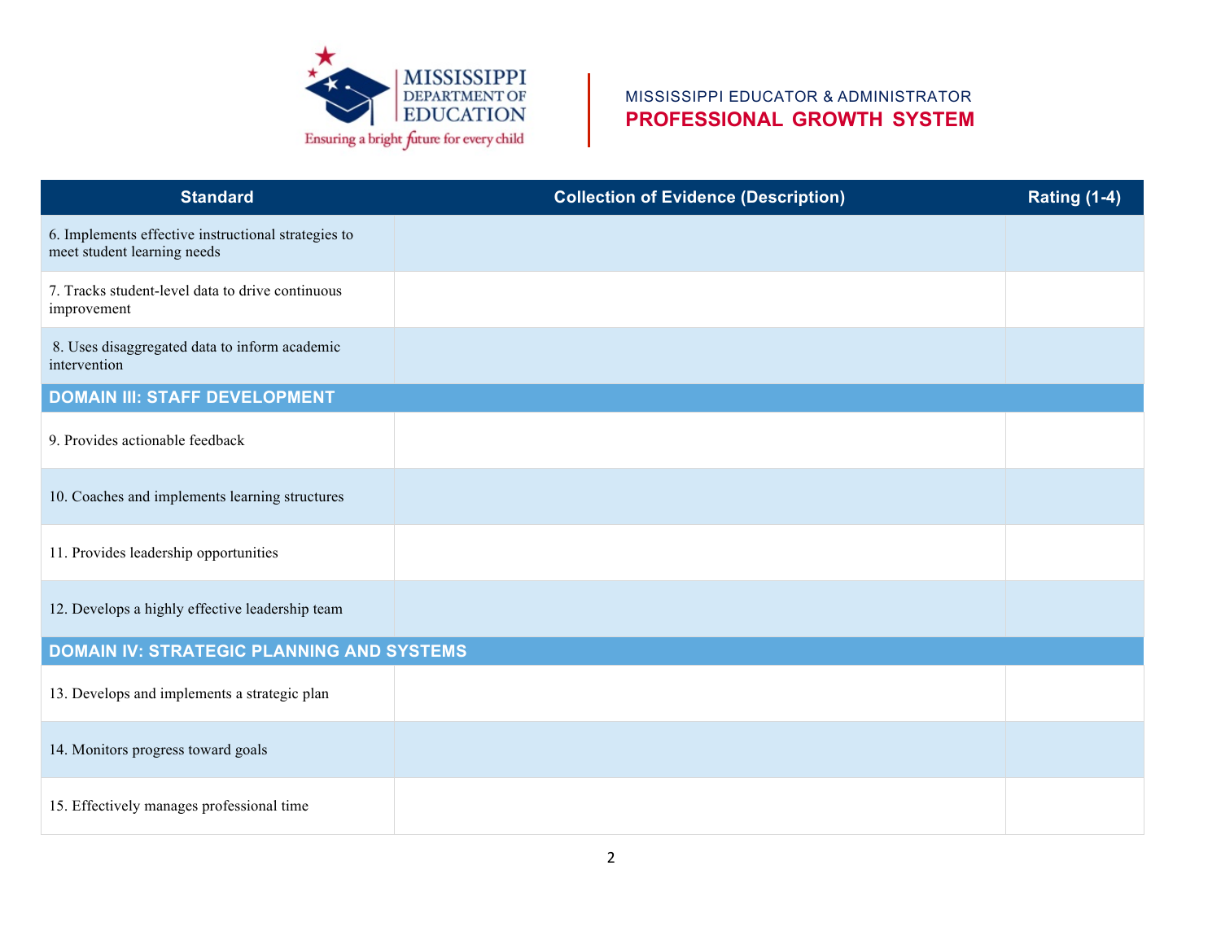| Standard | Collection of Evidence (Description) | Rating (1-4) |
|---|---|---|
| 6. Implements effective instructional strategies to meet student learning needs | | |
| 7. Tracks student-level data to drive continuous improvement | | |
| 8. Uses disaggregated data to inform academic intervention | | |
| **DOMAIN III: STAFF DEVELOPMENT** | | |
| 9. Provides actionable feedback | | |
| 10. Coaches and implements learning structures | | |
| 11. Provides leadership opportunities | | |
| 12. Develops a highly effective leadership team | | |
| **DOMAIN IV: STRATEGIC PLANNING AND SYSTEMS** | | |
| 13. Develops and implements a strategic plan | | |
| 14. Monitors progress toward goals | | |
| 15. Effectively manages professional time | | |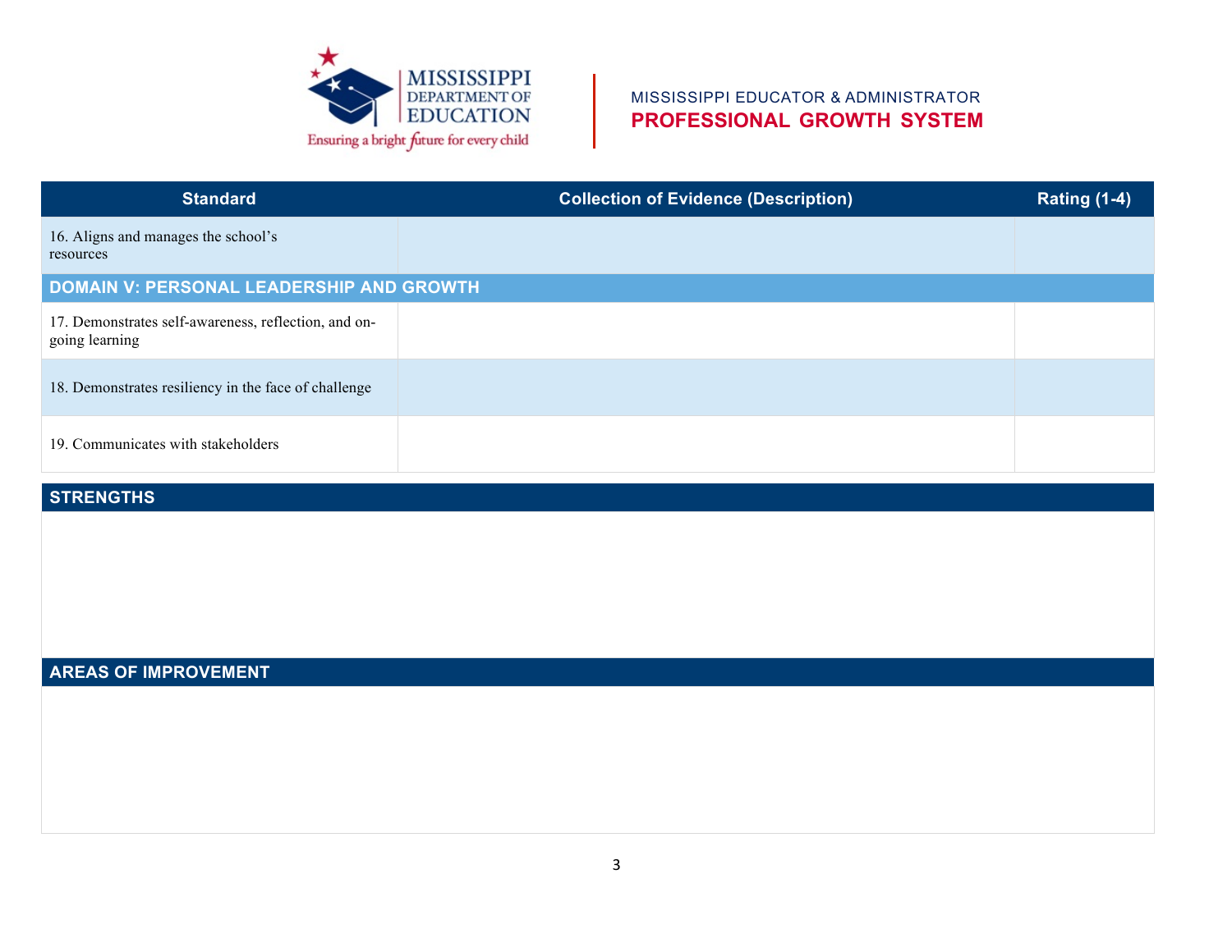MISSISSIPPI EDUCATOR & ADMINISTRATOR
**PROFESSIONAL GROWTH SYSTEM**

| Standard | Collection of Evidence (Description) | Rating (1-4) |
|---|---|---|
| 16. Aligns and manages the school's resources | | |
| **DOMAIN V: PERSONAL LEADERSHIP AND GROWTH** | | |
| 17. Demonstrates self-awareness, reflection, and on-going learning | | |
| 18. Demonstrates resiliency in the face of challenge | | |
| 19. Communicates with stakeholders | | |

## STRENGTHS

## AREAS OF IMPROVEMENT